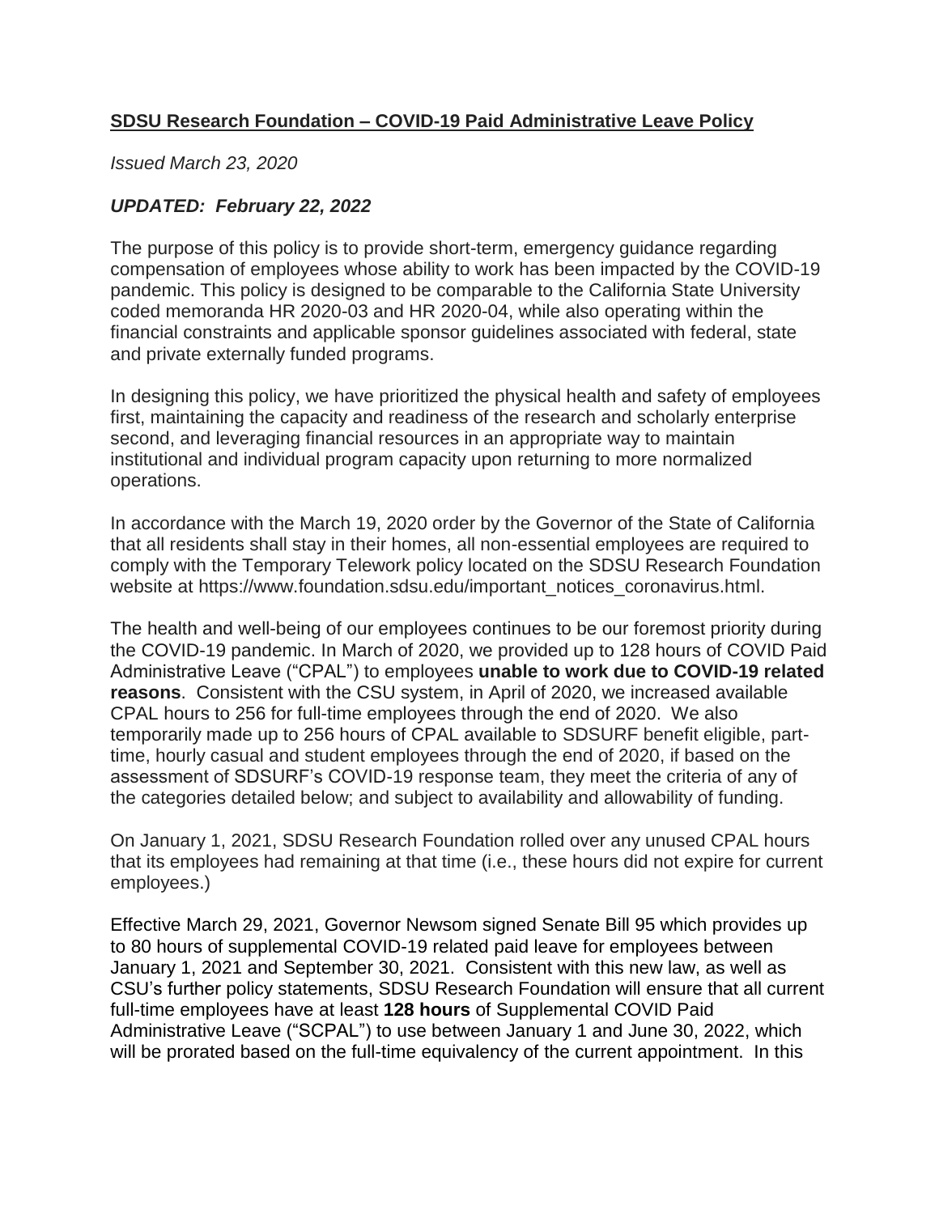**SDSU Research Foundation – COVID-19 Paid Administrative Leave Policy**

*Issued March 23, 2020*

***UPDATED: February 22, 2022***

The purpose of this policy is to provide short-term, emergency guidance regarding compensation of employees whose ability to work has been impacted by the COVID-19 pandemic. This policy is designed to be comparable to the California State University coded memoranda HR 2020-03 and HR 2020-04, while also operating within the financial constraints and applicable sponsor guidelines associated with federal, state and private externally funded programs.

In designing this policy, we have prioritized the physical health and safety of employees first, maintaining the capacity and readiness of the research and scholarly enterprise second, and leveraging financial resources in an appropriate way to maintain institutional and individual program capacity upon returning to more normalized operations.

In accordance with the March 19, 2020 order by the Governor of the State of California that all residents shall stay in their homes, all non-essential employees are required to comply with the Temporary Telework policy located on the SDSU Research Foundation website at https://www.foundation.sdsu.edu/important_notices_coronavirus.html.

The health and well-being of our employees continues to be our foremost priority during the COVID-19 pandemic. In March of 2020, we provided up to 128 hours of COVID Paid Administrative Leave ("CPAL") to employees **unable to work due to COVID-19 related reasons**. Consistent with the CSU system, in April of 2020, we increased available CPAL hours to 256 for full-time employees through the end of 2020. We also temporarily made up to 256 hours of CPAL available to SDSURF benefit eligible, part-time, hourly casual and student employees through the end of 2020, if based on the assessment of SDSURF's COVID-19 response team, they meet the criteria of any of the categories detailed below; and subject to availability and allowability of funding.

On January 1, 2021, SDSU Research Foundation rolled over any unused CPAL hours that its employees had remaining at that time (i.e., these hours did not expire for current employees.)

Effective March 29, 2021, Governor Newsom signed Senate Bill 95 which provides up to 80 hours of supplemental COVID-19 related paid leave for employees between January 1, 2021 and September 30, 2021. Consistent with this new law, as well as CSU's further policy statements, SDSU Research Foundation will ensure that all current full-time employees have at least **128 hours** of Supplemental COVID Paid Administrative Leave ("SCPAL") to use between January 1 and June 30, 2022, which will be prorated based on the full-time equivalency of the current appointment. In this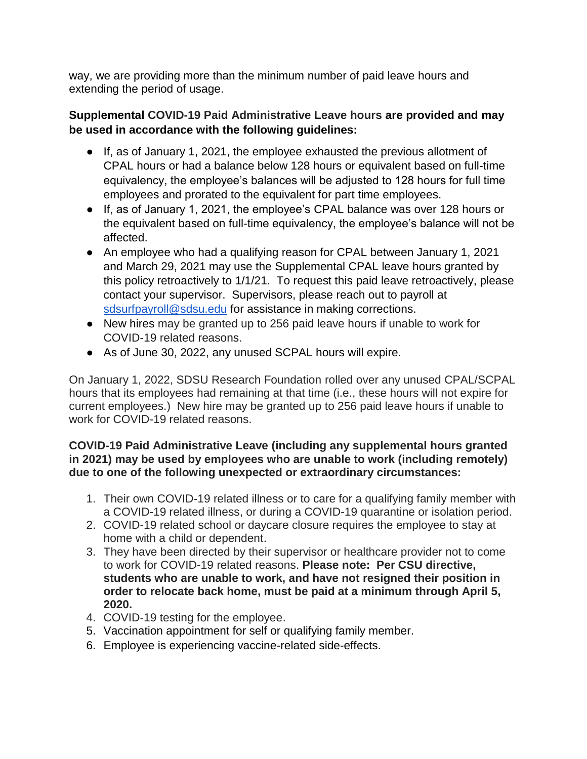way, we are providing more than the minimum number of paid leave hours and extending the period of usage.

**Supplemental COVID-19 Paid Administrative Leave hours are provided and may be used in accordance with the following guidelines:**

- If, as of January 1, 2021, the employee exhausted the previous allotment of CPAL hours or had a balance below 128 hours or equivalent based on full-time equivalency, the employee's balances will be adjusted to 128 hours for full time employees and prorated to the equivalent for part time employees.
- If, as of January 1, 2021, the employee's CPAL balance was over 128 hours or the equivalent based on full-time equivalency, the employee's balance will not be affected.
- An employee who had a qualifying reason for CPAL between January 1, 2021 and March 29, 2021 may use the Supplemental CPAL leave hours granted by this policy retroactively to 1/1/21. To request this paid leave retroactively, please contact your supervisor. Supervisors, please reach out to payroll at sdsurfpayroll@sdsu.edu for assistance in making corrections.
- New hires may be granted up to 256 paid leave hours if unable to work for COVID-19 related reasons.
- As of June 30, 2022, any unused SCPAL hours will expire.

On January 1, 2022, SDSU Research Foundation rolled over any unused CPAL/SCPAL hours that its employees had remaining at that time (i.e., these hours will not expire for current employees.) New hire may be granted up to 256 paid leave hours if unable to work for COVID-19 related reasons.

**COVID-19 Paid Administrative Leave (including any supplemental hours granted in 2021) may be used by employees who are unable to work (including remotely) due to one of the following unexpected or extraordinary circumstances:**

1. Their own COVID-19 related illness or to care for a qualifying family member with a COVID-19 related illness, or during a COVID-19 quarantine or isolation period.
2. COVID-19 related school or daycare closure requires the employee to stay at home with a child or dependent.
3. They have been directed by their supervisor or healthcare provider not to come to work for COVID-19 related reasons. **Please note: Per CSU directive, students who are unable to work, and have not resigned their position in order to relocate back home, must be paid at a minimum through April 5, 2020.**
4. COVID-19 testing for the employee.
5. Vaccination appointment for self or qualifying family member.
6. Employee is experiencing vaccine-related side-effects.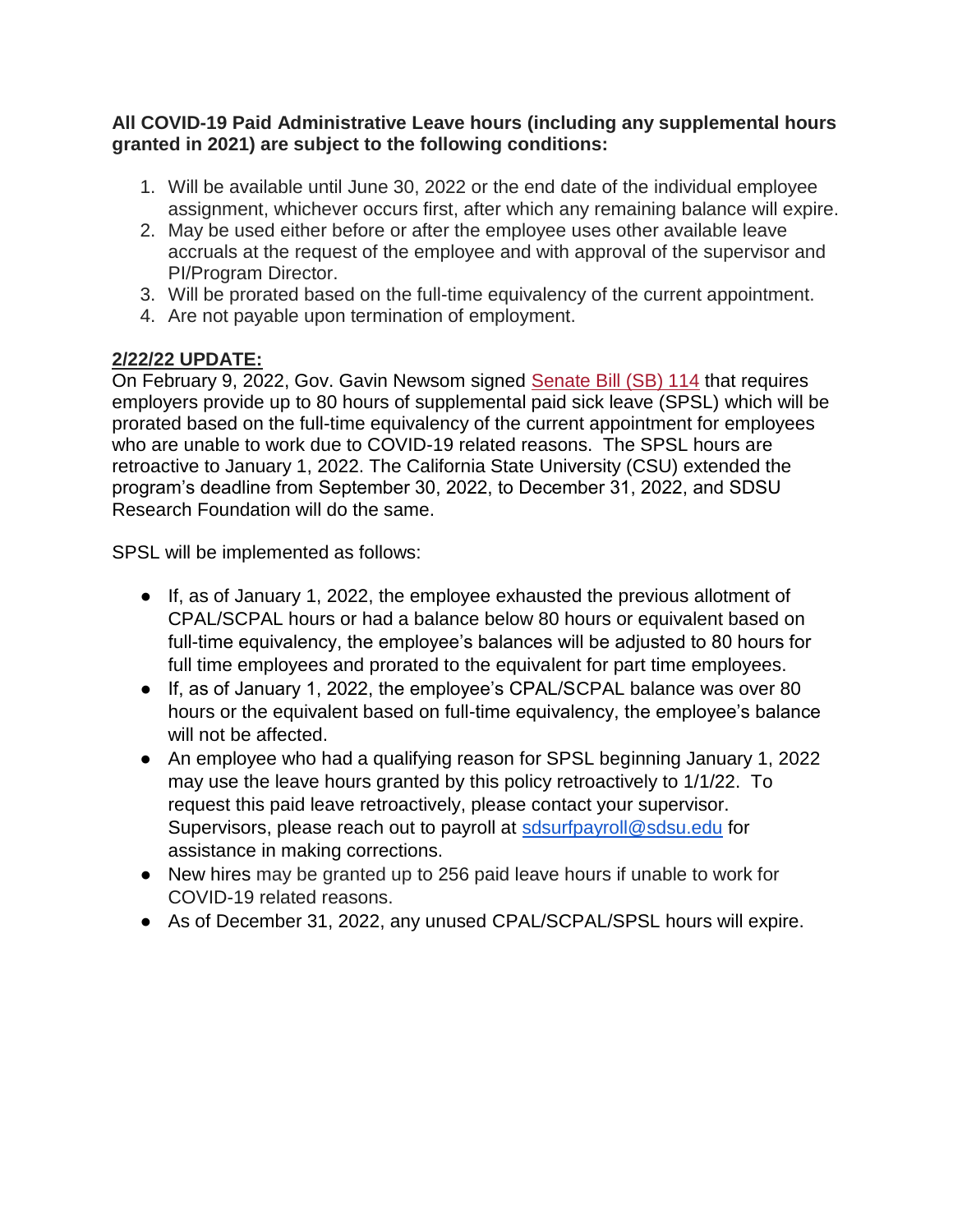**All COVID-19 Paid Administrative Leave hours (including any supplemental hours granted in 2021) are subject to the following conditions:**

1. Will be available until June 30, 2022 or the end date of the individual employee assignment, whichever occurs first, after which any remaining balance will expire.
2. May be used either before or after the employee uses other available leave accruals at the request of the employee and with approval of the supervisor and PI/Program Director.
3. Will be prorated based on the full-time equivalency of the current appointment.
4. Are not payable upon termination of employment.

**2/22/22 UPDATE:**

On February 9, 2022, Gov. Gavin Newsom signed Senate Bill (SB) 114 that requires employers provide up to 80 hours of supplemental paid sick leave (SPSL) which will be prorated based on the full-time equivalency of the current appointment for employees who are unable to work due to COVID-19 related reasons. The SPSL hours are retroactive to January 1, 2022. The California State University (CSU) extended the program's deadline from September 30, 2022, to December 31, 2022, and SDSU Research Foundation will do the same.

SPSL will be implemented as follows:

- If, as of January 1, 2022, the employee exhausted the previous allotment of CPAL/SCPAL hours or had a balance below 80 hours or equivalent based on full-time equivalency, the employee's balances will be adjusted to 80 hours for full time employees and prorated to the equivalent for part time employees.
- If, as of January 1, 2022, the employee's CPAL/SCPAL balance was over 80 hours or the equivalent based on full-time equivalency, the employee's balance will not be affected.
- An employee who had a qualifying reason for SPSL beginning January 1, 2022 may use the leave hours granted by this policy retroactively to 1/1/22. To request this paid leave retroactively, please contact your supervisor. Supervisors, please reach out to payroll at sdsurfpayroll@sdsu.edu for assistance in making corrections.
- New hires may be granted up to 256 paid leave hours if unable to work for COVID-19 related reasons.
- As of December 31, 2022, any unused CPAL/SCPAL/SPSL hours will expire.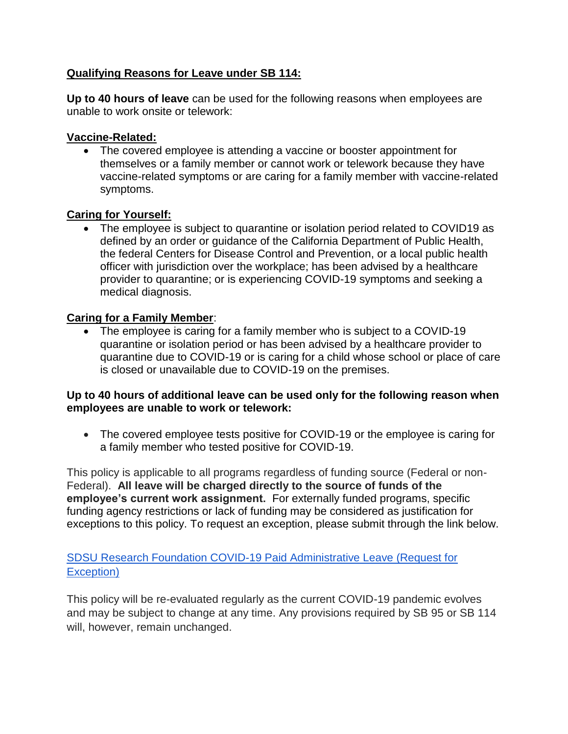**Qualifying Reasons for Leave under SB 114:**

**Up to 40 hours of leave** can be used for the following reasons when employees are unable to work onsite or telework:

**Vaccine-Related:**

- The covered employee is attending a vaccine or booster appointment for themselves or a family member or cannot work or telework because they have vaccine-related symptoms or are caring for a family member with vaccine-related symptoms.

**Caring for Yourself:**

- The employee is subject to quarantine or isolation period related to COVID19 as defined by an order or guidance of the California Department of Public Health, the federal Centers for Disease Control and Prevention, or a local public health officer with jurisdiction over the workplace; has been advised by a healthcare provider to quarantine; or is experiencing COVID-19 symptoms and seeking a medical diagnosis.

**Caring for a Family Member**:

- The employee is caring for a family member who is subject to a COVID-19 quarantine or isolation period or has been advised by a healthcare provider to quarantine due to COVID-19 or is caring for a child whose school or place of care is closed or unavailable due to COVID-19 on the premises.

**Up to 40 hours of additional leave can be used only for the following reason when employees are unable to work or telework:**

- The covered employee tests positive for COVID-19 or the employee is caring for a family member who tested positive for COVID-19.

This policy is applicable to all programs regardless of funding source (Federal or non-Federal). **All leave will be charged directly to the source of funds of the employee's current work assignment.** For externally funded programs, specific funding agency restrictions or lack of funding may be considered as justification for exceptions to this policy. To request an exception, please submit through the link below.

[SDSU Research Foundation COVID-19 Paid Administrative Leave (Request for Exception)]

This policy will be re-evaluated regularly as the current COVID-19 pandemic evolves and may be subject to change at any time. Any provisions required by SB 95 or SB 114 will, however, remain unchanged.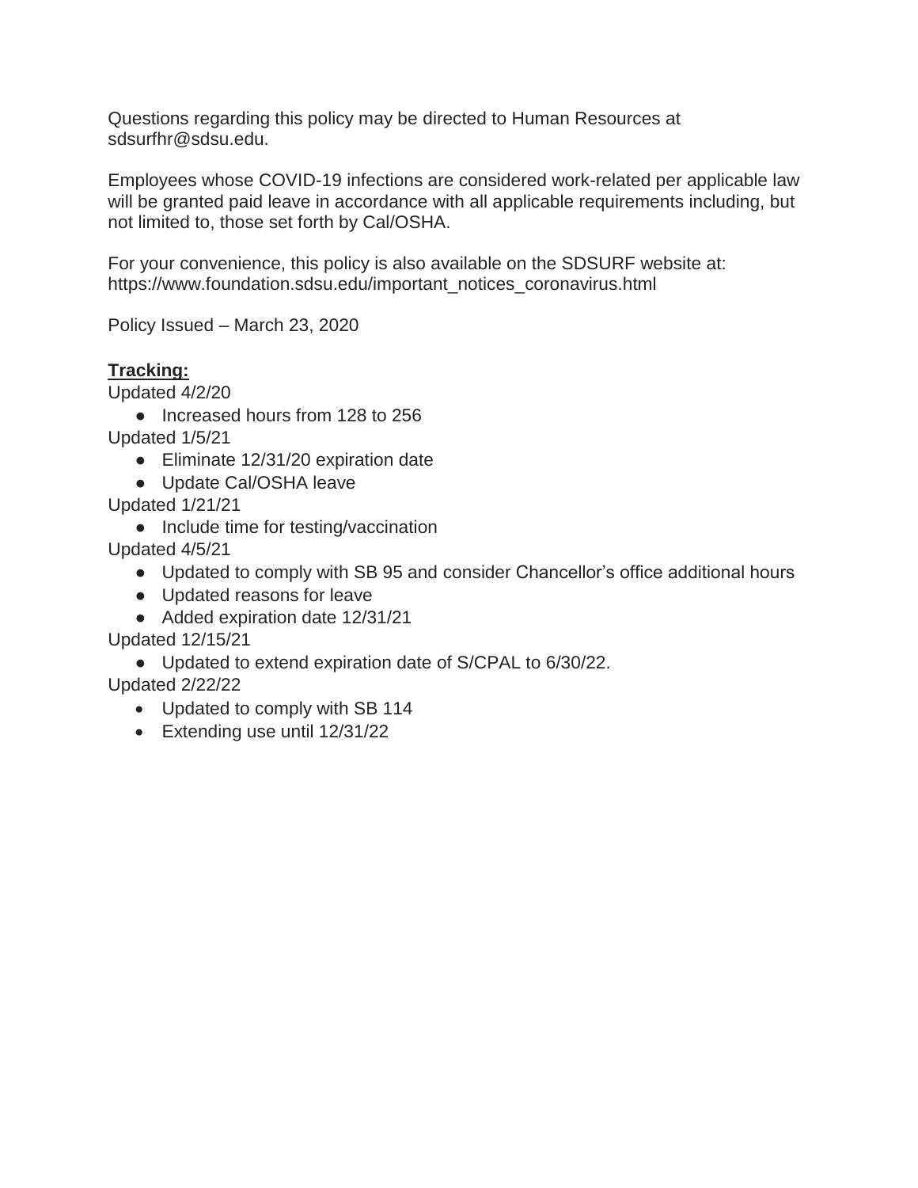Questions regarding this policy may be directed to Human Resources at sdsurfhr@sdsu.edu.

Employees whose COVID-19 infections are considered work-related per applicable law will be granted paid leave in accordance with all applicable requirements including, but not limited to, those set forth by Cal/OSHA.

For your convenience, this policy is also available on the SDSURF website at: https://www.foundation.sdsu.edu/important_notices_coronavirus.html

Policy Issued – March 23, 2020

**Tracking:**

Updated 4/2/20

- Increased hours from 128 to 256

Updated 1/5/21

- Eliminate 12/31/20 expiration date
- Update Cal/OSHA leave

Updated 1/21/21

- Include time for testing/vaccination

Updated 4/5/21

- Updated to comply with SB 95 and consider Chancellor's office additional hours
- Updated reasons for leave
- Added expiration date 12/31/21

Updated 12/15/21

- Updated to extend expiration date of S/CPAL to 6/30/22.

Updated 2/22/22

- Updated to comply with SB 114
- Extending use until 12/31/22